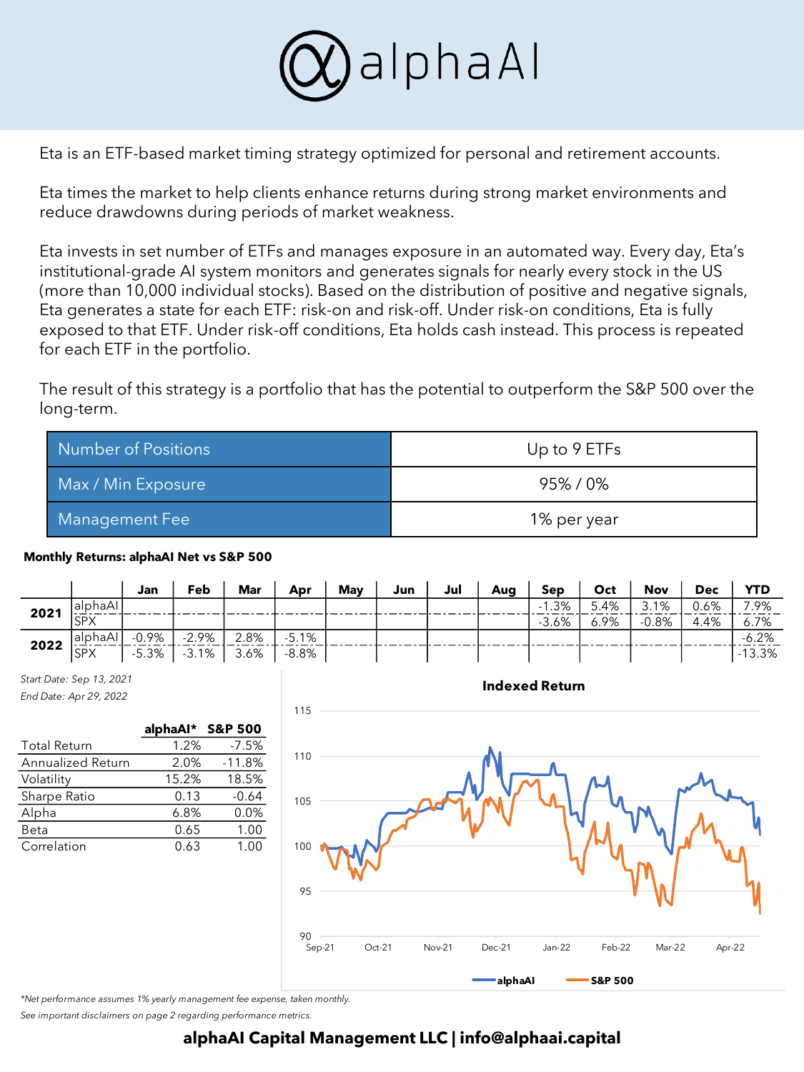# alphaAI

Eta is an ETF-based market timing strategy optimized for personal and retirement accounts.

Eta times the market to help clients enhance returns during strong market environments and reduce drawdowns during periods of market weakness.

Eta invests in set number of ETFs and manages exposure in an automated way. Every day, Eta's institutional-grade AI system monitors and generates signals for nearly every stock in the US (more than 10,000 individual stocks). Based on the distribution of positive and negative signals, Eta generates a state for each ETF: risk-on and risk-off. Under risk-on conditions, Eta is fully exposed to that ETF. Under risk-off conditions, Eta holds cash instead. This process is repeated for each ETF in the portfolio.

The result of this strategy is a portfolio that has the potential to outperform the S&P 500 over the long-term.

| | |
|---|---|
| Number of Positions | Up to 9 ETFs |
| Max / Min Exposure | 95% / 0% |
| Management Fee | 1% per year |

**Monthly Returns: alphaAI Net vs S&P 500**

| | | Jan | Feb | Mar | Apr | May | Jun | Jul | Aug | Sep | Oct | Nov | Dec | YTD |
|---|---|---|---|---|---|---|---|---|---|---|---|---|---|---|
| 2021 | alphaAI | | | | | | | | | -1.3% | 5.4% | 3.1% | 0.6% | 7.9% |
| | SPX | | | | | | | | | -3.6% | 6.9% | -0.8% | 4.4% | 6.7% |
| 2022 | alphaAI | -0.9% | -2.9% | 2.8% | -5.1% | | | | | | | | | -6.2% |
| | SPX | -5.3% | -3.1% | 3.6% | -8.8% | | | | | | | | | -13.3% |

*Start Date: Sep 13, 2021*

*End Date: Apr 29, 2022*

| | alphaAI* | S&P 500 |
|---|---|---|
| Total Return | 1.2% | -7.5% |
| Annualized Return | 2.0% | -11.8% |
| Volatility | 15.2% | 18.5% |
| Sharpe Ratio | 0.13 | -0.64 |
| Alpha | 6.8% | 0.0% |
| Beta | 0.65 | 1.00 |
| Correlation | 0.63 | 1.00 |

**Indexed Return**

*Net performance assumes 1% yearly management fee expense, taken monthly.*

*See important disclaimers on page 2 regarding performance metrics.*

**alphaAI Capital Management LLC | info@alphaai.capital**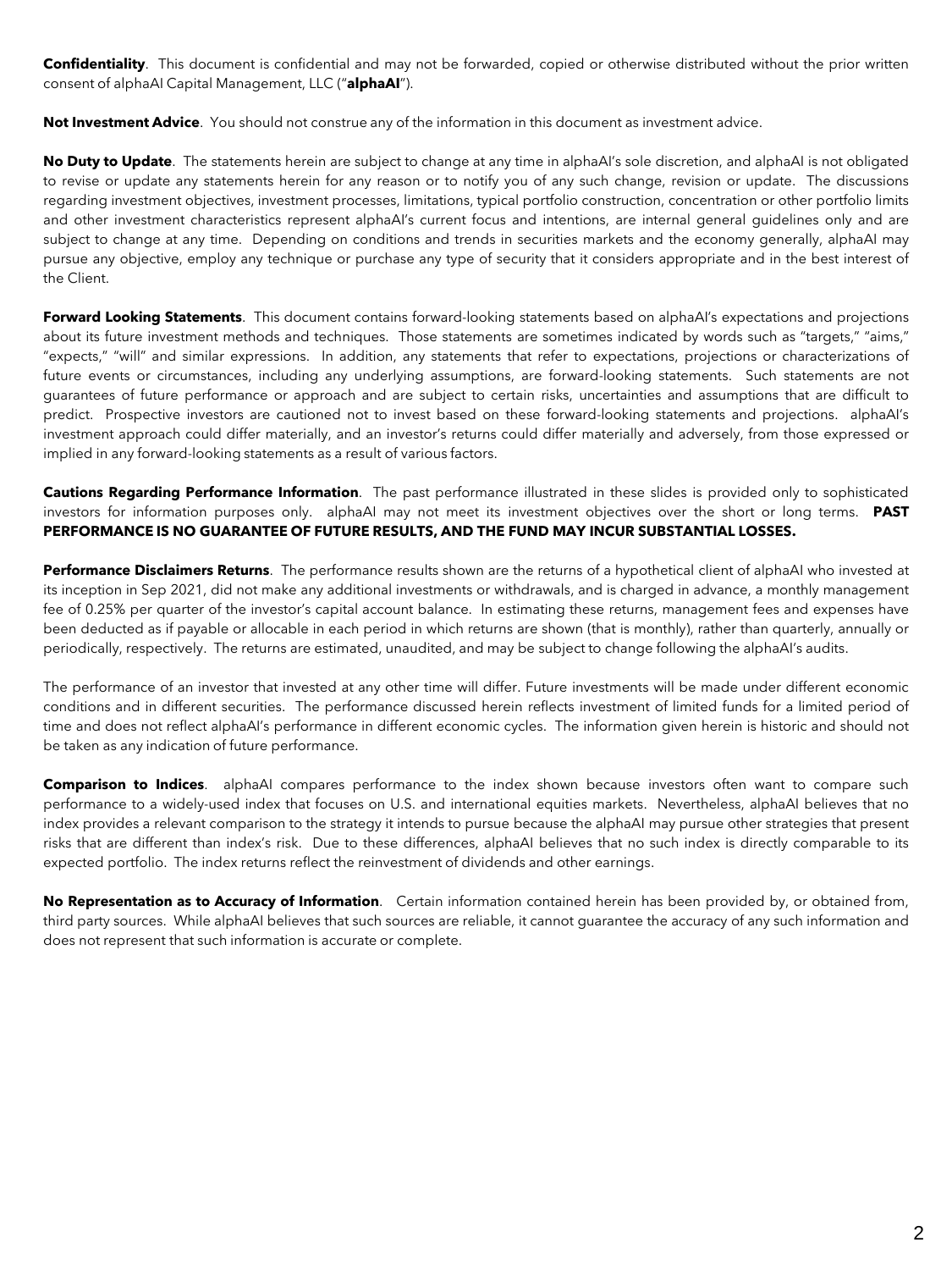**Confidentiality**. This document is confidential and may not be forwarded, copied or otherwise distributed without the prior written consent of alphaAI Capital Management, LLC ("**alphaAI**").

**Not Investment Advice**. You should not construe any of the information in this document as investment advice.

**No Duty to Update**. The statements herein are subject to change at any time in alphaAI's sole discretion, and alphaAI is not obligated to revise or update any statements herein for any reason or to notify you of any such change, revision or update. The discussions regarding investment objectives, investment processes, limitations, typical portfolio construction, concentration or other portfolio limits and other investment characteristics represent alphaAI's current focus and intentions, are internal general guidelines only and are subject to change at any time. Depending on conditions and trends in securities markets and the economy generally, alphaAI may pursue any objective, employ any technique or purchase any type of security that it considers appropriate and in the best interest of the Client.

**Forward Looking Statements**. This document contains forward-looking statements based on alphaAI's expectations and projections about its future investment methods and techniques. Those statements are sometimes indicated by words such as "targets," "aims," "expects," "will" and similar expressions. In addition, any statements that refer to expectations, projections or characterizations of future events or circumstances, including any underlying assumptions, are forward-looking statements. Such statements are not guarantees of future performance or approach and are subject to certain risks, uncertainties and assumptions that are difficult to predict. Prospective investors are cautioned not to invest based on these forward-looking statements and projections. alphaAI's investment approach could differ materially, and an investor's returns could differ materially and adversely, from those expressed or implied in any forward-looking statements as a result of various factors.

**Cautions Regarding Performance Information**. The past performance illustrated in these slides is provided only to sophisticated investors for information purposes only. alphaAI may not meet its investment objectives over the short or long terms. **PAST PERFORMANCE IS NO GUARANTEE OF FUTURE RESULTS, AND THE FUND MAY INCUR SUBSTANTIAL LOSSES.**

**Performance Disclaimers Returns**. The performance results shown are the returns of a hypothetical client of alphaAI who invested at its inception in Sep 2021, did not make any additional investments or withdrawals, and is charged in advance, a monthly management fee of 0.25% per quarter of the investor's capital account balance. In estimating these returns, management fees and expenses have been deducted as if payable or allocable in each period in which returns are shown (that is monthly), rather than quarterly, annually or periodically, respectively. The returns are estimated, unaudited, and may be subject to change following the alphaAI's audits.

The performance of an investor that invested at any other time will differ. Future investments will be made under different economic conditions and in different securities. The performance discussed herein reflects investment of limited funds for a limited period of time and does not reflect alphaAI's performance in different economic cycles. The information given herein is historic and should not be taken as any indication of future performance.

**Comparison to Indices**. alphaAI compares performance to the index shown because investors often want to compare such performance to a widely-used index that focuses on U.S. and international equities markets. Nevertheless, alphaAI believes that no index provides a relevant comparison to the strategy it intends to pursue because the alphaAI may pursue other strategies that present risks that are different than index's risk. Due to these differences, alphaAI believes that no such index is directly comparable to its expected portfolio. The index returns reflect the reinvestment of dividends and other earnings.

**No Representation as to Accuracy of Information**. Certain information contained herein has been provided by, or obtained from, third party sources. While alphaAI believes that such sources are reliable, it cannot guarantee the accuracy of any such information and does not represent that such information is accurate or complete.